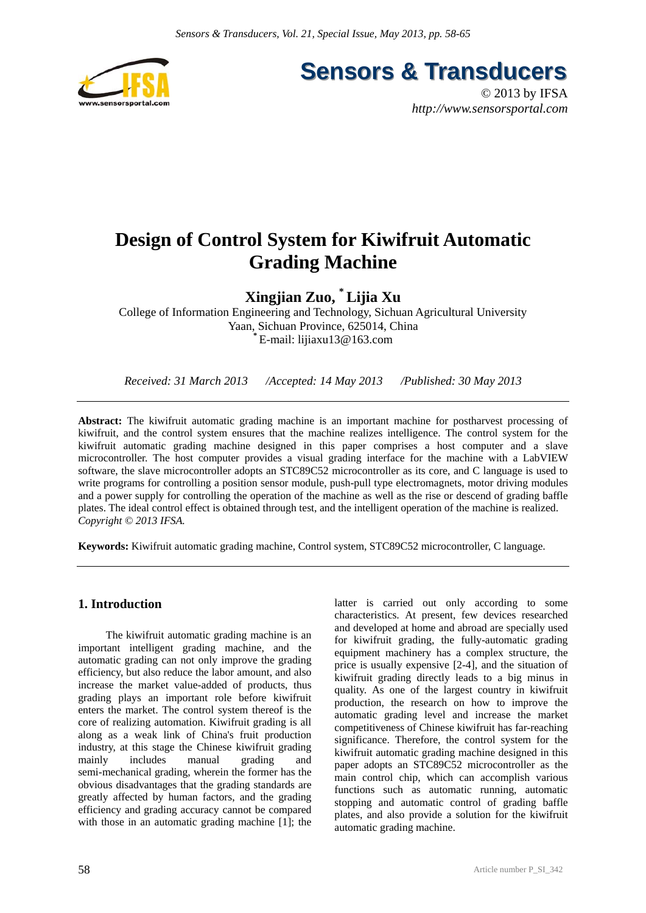# Design of Control System for Kiwifruit Automatic Grading Machine

**Xingjian Zuo, * Lijia Xu**

College of Information Engineering and Technology, Sichuan Agricultural University
Yaan, Sichuan Province, 625014, China
* E-mail: lijiaxu13@163.com

*Received: 31 March 2013 /Accepted: 14 May 2013 /Published: 30 May 2013*

---

**Abstract:** The kiwifruit automatic grading machine is an important machine for postharvest processing of kiwifruit, and the control system ensures that the machine realizes intelligence. The control system for the kiwifruit automatic grading machine designed in this paper comprises a host computer and a slave microcontroller. The host computer provides a visual grading interface for the machine with a LabVIEW software, the slave microcontroller adopts an STC89C52 microcontroller as its core, and C language is used to write programs for controlling a position sensor module, push-pull type electromagnets, motor driving modules and a power supply for controlling the operation of the machine as well as the rise or descend of grading baffle plates. The ideal control effect is obtained through test, and the intelligent operation of the machine is realized. *Copyright © 2013 IFSA.*

**Keywords:** Kiwifruit automatic grading machine, Control system, STC89C52 microcontroller, C language.

---

## 1. Introduction

The kiwifruit automatic grading machine is an important intelligent grading machine, and the automatic grading can not only improve the grading efficiency, but also reduce the labor amount, and also increase the market value-added of products, thus grading plays an important role before kiwifruit enters the market. The control system thereof is the core of realizing automation. Kiwifruit grading is all along as a weak link of China's fruit production industry, at this stage the Chinese kiwifruit grading mainly includes manual grading and semi-mechanical grading, wherein the former has the obvious disadvantages that the grading standards are greatly affected by human factors, and the grading efficiency and grading accuracy cannot be compared with those in an automatic grading machine [1]; the latter is carried out only according to some characteristics. At present, few devices researched and developed at home and abroad are specially used for kiwifruit grading, the fully-automatic grading equipment machinery has a complex structure, the price is usually expensive [2-4], and the situation of kiwifruit grading directly leads to a big minus in quality. As one of the largest country in kiwifruit production, the research on how to improve the automatic grading level and increase the market competitiveness of Chinese kiwifruit has far-reaching significance. Therefore, the control system for the kiwifruit automatic grading machine designed in this paper adopts an STC89C52 microcontroller as the main control chip, which can accomplish various functions such as automatic running, automatic stopping and automatic control of grading baffle plates, and also provide a solution for the kiwifruit automatic grading machine.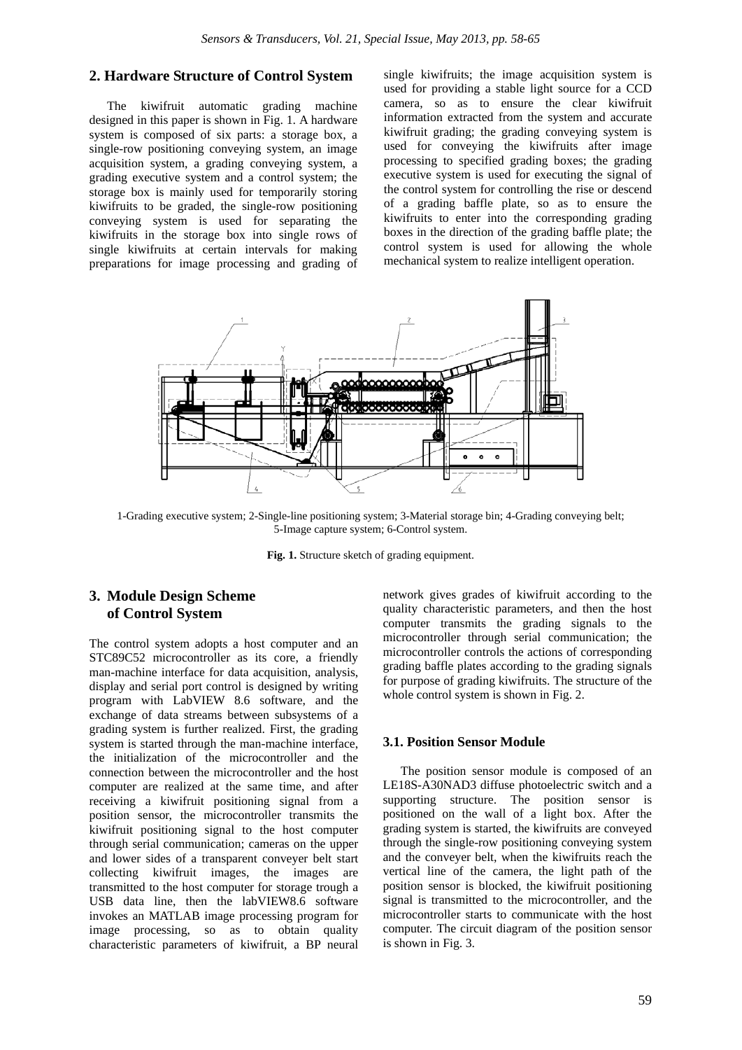## 2. Hardware Structure of Control System

The kiwifruit automatic grading machine designed in this paper is shown in Fig. 1. A hardware system is composed of six parts: a storage box, a single-row positioning conveying system, an image acquisition system, a grading conveying system, a grading executive system and a control system; the storage box is mainly used for temporarily storing kiwifruits to be graded, the single-row positioning conveying system is used for separating the kiwifruits in the storage box into single rows of single kiwifruits at certain intervals for making preparations for image processing and grading of single kiwifruits; the image acquisition system is used for providing a stable light source for a CCD camera, so as to ensure the clear kiwifruit information extracted from the system and accurate kiwifruit grading; the grading conveying system is used for conveying the kiwifruits after image processing to specified grading boxes; the grading executive system is used for executing the signal of the control system for controlling the rise or descend of a grading baffle plate, so as to ensure the kiwifruits to enter into the corresponding grading boxes in the direction of the grading baffle plate; the control system is used for allowing the whole mechanical system to realize intelligent operation.

1-Grading executive system; 2-Single-line positioning system; 3-Material storage bin; 4-Grading conveying belt; 5-Image capture system; 6-Control system.

**Fig. 1.** Structure sketch of grading equipment.

## 3. Module Design Scheme of Control System

The control system adopts a host computer and an STC89C52 microcontroller as its core, a friendly man-machine interface for data acquisition, analysis, display and serial port control is designed by writing program with LabVIEW 8.6 software, and the exchange of data streams between subsystems of a grading system is further realized. First, the grading system is started through the man-machine interface, the initialization of the microcontroller and the connection between the microcontroller and the host computer are realized at the same time, and after receiving a kiwifruit positioning signal from a position sensor, the microcontroller transmits the kiwifruit positioning signal to the host computer through serial communication; cameras on the upper and lower sides of a transparent conveyer belt start collecting kiwifruit images, the images are transmitted to the host computer for storage trough a USB data line, then the labVIEW8.6 software invokes an MATLAB image processing program for image processing, so as to obtain quality characteristic parameters of kiwifruit, a BP neural network gives grades of kiwifruit according to the quality characteristic parameters, and then the host computer transmits the grading signals to the microcontroller through serial communication; the microcontroller controls the actions of corresponding grading baffle plates according to the grading signals for purpose of grading kiwifruits. The structure of the whole control system is shown in Fig. 2.

### 3.1. Position Sensor Module

The position sensor module is composed of an LE18S-A30NAD3 diffuse photoelectric switch and a supporting structure. The position sensor is positioned on the wall of a light box. After the grading system is started, the kiwifruits are conveyed through the single-row positioning conveying system and the conveyer belt, when the kiwifruits reach the vertical line of the camera, the light path of the position sensor is blocked, the kiwifruit positioning signal is transmitted to the microcontroller, and the microcontroller starts to communicate with the host computer. The circuit diagram of the position sensor is shown in Fig. 3.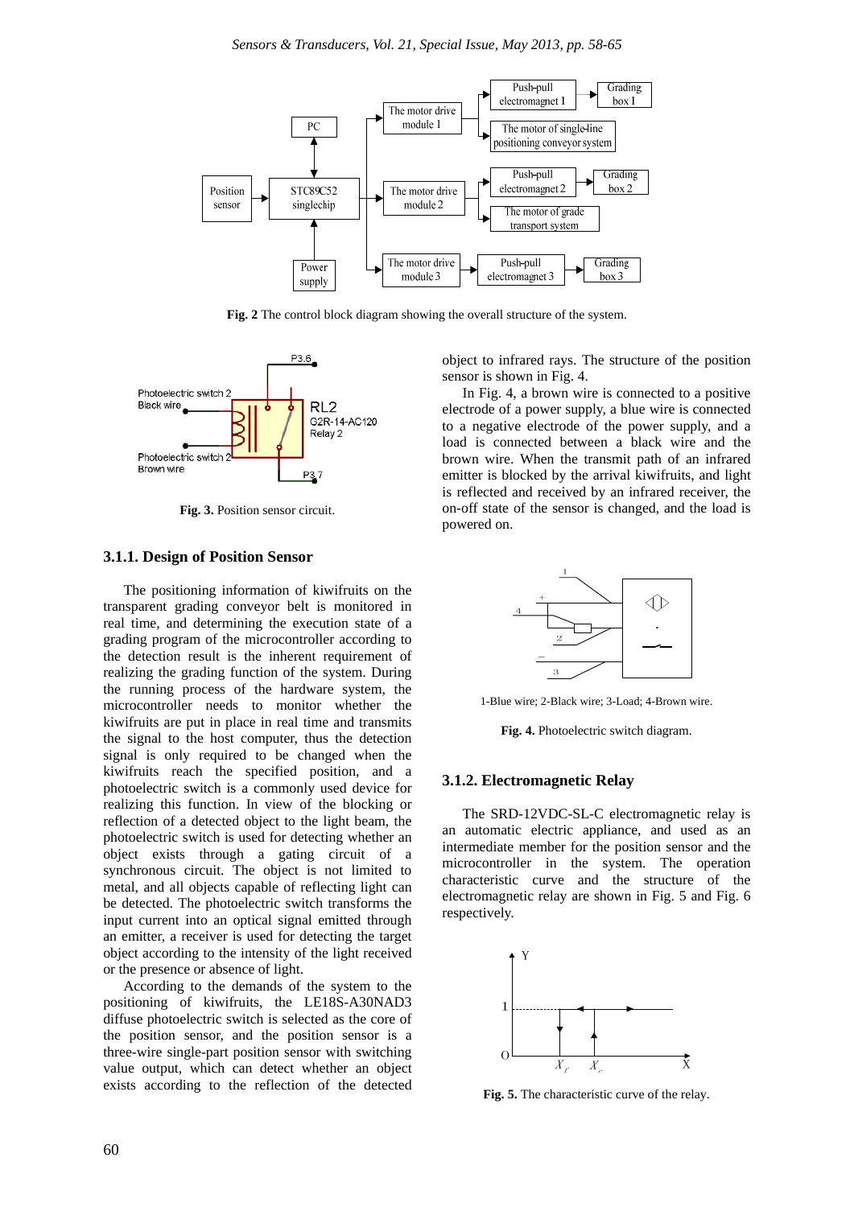Fig. 2 The control block diagram showing the overall structure of the system.

Fig. 3. Position sensor circuit.

### 3.1.1. Design of Position Sensor

The positioning information of kiwifruits on the transparent grading conveyor belt is monitored in real time, and determining the execution state of a grading program of the microcontroller according to the detection result is the inherent requirement of realizing the grading function of the system. During the running process of the hardware system, the microcontroller needs to monitor whether the kiwifruits are put in place in real time and transmits the signal to the host computer, thus the detection signal is only required to be changed when the kiwifruits reach the specified position, and a photoelectric switch is a commonly used device for realizing this function. In view of the blocking or reflection of a detected object to the light beam, the photoelectric switch is used for detecting whether an object exists through a gating circuit of a synchronous circuit. The object is not limited to metal, and all objects capable of reflecting light can be detected. The photoelectric switch transforms the input current into an optical signal emitted through an emitter, a receiver is used for detecting the target object according to the intensity of the light received or the presence or absence of light.

According to the demands of the system to the positioning of kiwifruits, the LE18S-A30NAD3 diffuse photoelectric switch is selected as the core of the position sensor, and the position sensor is a three-wire single-part position sensor with switching value output, which can detect whether an object exists according to the reflection of the detected object to infrared rays. The structure of the position sensor is shown in Fig. 4.

In Fig. 4, a brown wire is connected to a positive electrode of a power supply, a blue wire is connected to a negative electrode of the power supply, and a load is connected between a black wire and the brown wire. When the transmit path of an infrared emitter is blocked by the arrival kiwifruits, and light is reflected and received by an infrared receiver, the on-off state of the sensor is changed, and the load is powered on.

1-Blue wire; 2-Black wire; 3-Load; 4-Brown wire.

Fig. 4. Photoelectric switch diagram.

### 3.1.2. Electromagnetic Relay

The SRD-12VDC-SL-C electromagnetic relay is an automatic electric appliance, and used as an intermediate member for the position sensor and the microcontroller in the system. The operation characteristic curve and the structure of the electromagnetic relay are shown in Fig. 5 and Fig. 6 respectively.

Fig. 5. The characteristic curve of the relay.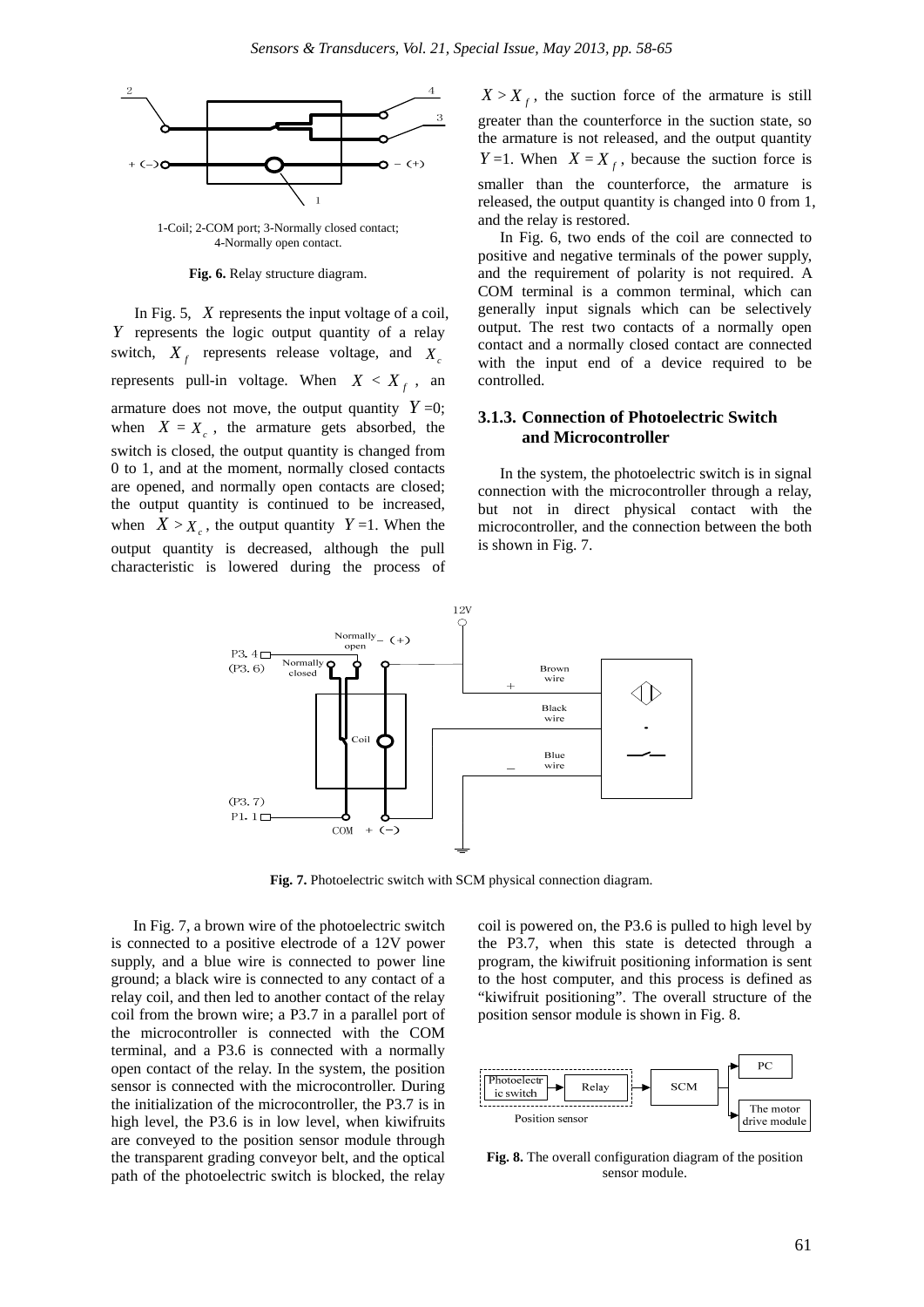1-Coil; 2-COM port; 3-Normally closed contact; 4-Normally open contact.

**Fig. 6.** Relay structure diagram.

In Fig. 5, $X$ represents the input voltage of a coil, $Y$ represents the logic output quantity of a relay switch, $X_f$ represents release voltage, and $X_c$ represents pull-in voltage. When $X < X_f$, an armature does not move, the output quantity $Y$=0; when $X = X_c$, the armature gets absorbed, the switch is closed, the output quantity is changed from 0 to 1, and at the moment, normally closed contacts are opened, and normally open contacts are closed; the output quantity is continued to be increased, when $X > X_c$, the output quantity $Y$=1. When the output quantity is decreased, although the pull characteristic is lowered during the process of $X > X_f$, the suction force of the armature is still greater than the counterforce in the suction state, so the armature is not released, and the output quantity $Y$=1. When $X = X_f$, because the suction force is smaller than the counterforce, the armature is released, the output quantity is changed into 0 from 1, and the relay is restored.

In Fig. 6, two ends of the coil are connected to positive and negative terminals of the power supply, and the requirement of polarity is not required. A COM terminal is a common terminal, which can generally input signals which can be selectively output. The rest two contacts of a normally open contact and a normally closed contact are connected with the input end of a device required to be controlled.

### 3.1.3. Connection of Photoelectric Switch and Microcontroller

In the system, the photoelectric switch is in signal connection with the microcontroller through a relay, but not in direct physical contact with the microcontroller, and the connection between the both is shown in Fig. 7.

**Fig. 7.** Photoelectric switch with SCM physical connection diagram.

In Fig. 7, a brown wire of the photoelectric switch is connected to a positive electrode of a 12V power supply, and a blue wire is connected to power line ground; a black wire is connected to any contact of a relay coil, and then led to another contact of the relay coil from the brown wire; a P3.7 in a parallel port of the microcontroller is connected with the COM terminal, and a P3.6 is connected with a normally open contact of the relay. In the system, the position sensor is connected with the microcontroller. During the initialization of the microcontroller, the P3.7 is in high level, the P3.6 is in low level, when kiwifruits are conveyed to the position sensor module through the transparent grading conveyor belt, and the optical path of the photoelectric switch is blocked, the relay coil is powered on, the P3.6 is pulled to high level by the P3.7, when this state is detected through a program, the kiwifruit positioning information is sent to the host computer, and this process is defined as "kiwifruit positioning". The overall structure of the position sensor module is shown in Fig. 8.

**Fig. 8.** The overall configuration diagram of the position sensor module.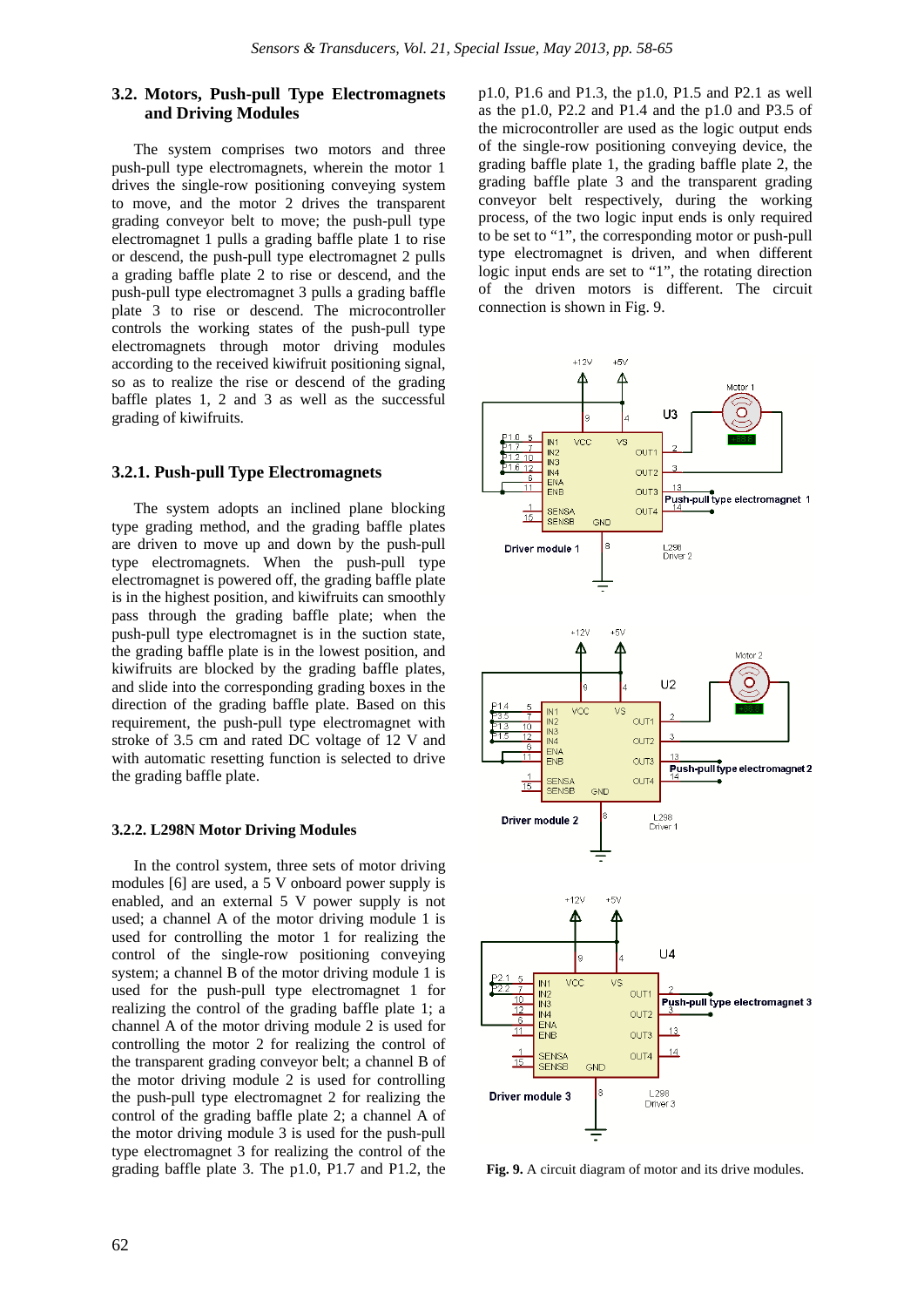### 3.2. Motors, Push-pull Type Electromagnets and Driving Modules

The system comprises two motors and three push-pull type electromagnets, wherein the motor 1 drives the single-row positioning conveying system to move, and the motor 2 drives the transparent grading conveyor belt to move; the push-pull type electromagnet 1 pulls a grading baffle plate 1 to rise or descend, the push-pull type electromagnet 2 pulls a grading baffle plate 2 to rise or descend, and the push-pull type electromagnet 3 pulls a grading baffle plate 3 to rise or descend. The microcontroller controls the working states of the push-pull type electromagnets through motor driving modules according to the received kiwifruit positioning signal, so as to realize the rise or descend of the grading baffle plates 1, 2 and 3 as well as the successful grading of kiwifruits.

#### 3.2.1. Push-pull Type Electromagnets

The system adopts an inclined plane blocking type grading method, and the grading baffle plates are driven to move up and down by the push-pull type electromagnets. When the push-pull type electromagnet is powered off, the grading baffle plate is in the highest position, and kiwifruits can smoothly pass through the grading baffle plate; when the push-pull type electromagnet is in the suction state, the grading baffle plate is in the lowest position, and kiwifruits are blocked by the grading baffle plates, and slide into the corresponding grading boxes in the direction of the grading baffle plate. Based on this requirement, the push-pull type electromagnet with stroke of 3.5 cm and rated DC voltage of 12 V and with automatic resetting function is selected to drive the grading baffle plate.

#### 3.2.2. L298N Motor Driving Modules

In the control system, three sets of motor driving modules [6] are used, a 5 V onboard power supply is enabled, and an external 5 V power supply is not used; a channel A of the motor driving module 1 is used for controlling the motor 1 for realizing the control of the single-row positioning conveying system; a channel B of the motor driving module 1 is used for the push-pull type electromagnet 1 for realizing the control of the grading baffle plate 1; a channel A of the motor driving module 2 is used for controlling the motor 2 for realizing the control of the transparent grading conveyor belt; a channel B of the motor driving module 2 is used for controlling the push-pull type electromagnet 2 for realizing the control of the grading baffle plate 2; a channel A of the motor driving module 3 is used for the push-pull type electromagnet 3 for realizing the control of the grading baffle plate 3. The p1.0, P1.7 and P1.2, the p1.0, P1.6 and P1.3, the p1.0, P1.5 and P2.1 as well as the p1.0, P2.2 and P1.4 and the p1.0 and P3.5 of the microcontroller are used as the logic output ends of the single-row positioning conveying device, the grading baffle plate 1, the grading baffle plate 2, the grading baffle plate 3 and the transparent grading conveyor belt respectively, during the working process, of the two logic input ends is only required to be set to "1", the corresponding motor or push-pull type electromagnet is driven, and when different logic input ends are set to "1", the rotating direction of the driven motors is different. The circuit connection is shown in Fig. 9.

**Fig. 9.** A circuit diagram of motor and its drive modules.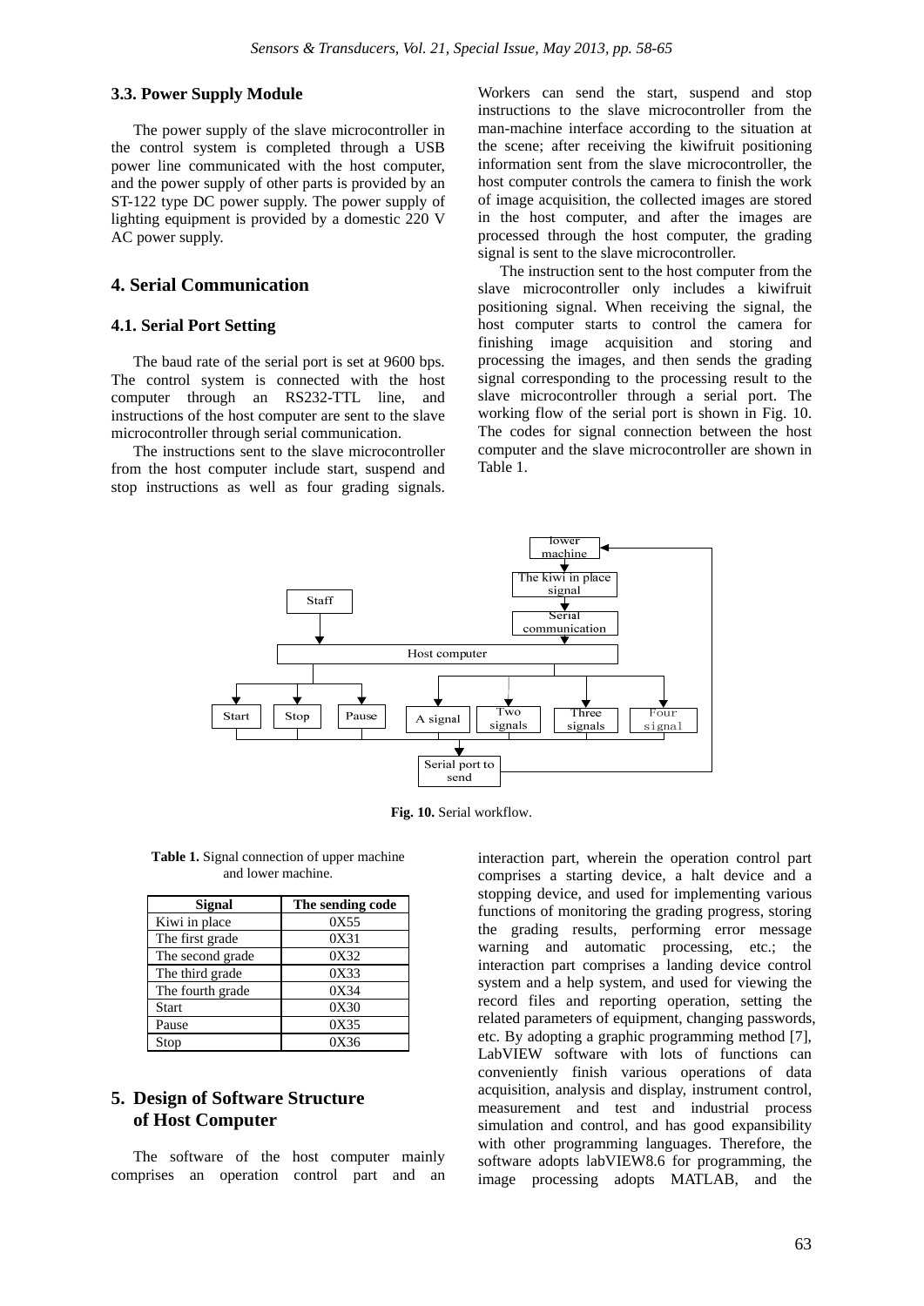### 3.3. Power Supply Module

The power supply of the slave microcontroller in the control system is completed through a USB power line communicated with the host computer, and the power supply of other parts is provided by an ST-122 type DC power supply. The power supply of lighting equipment is provided by a domestic 220 V AC power supply.

## 4. Serial Communication

### 4.1. Serial Port Setting

The baud rate of the serial port is set at 9600 bps. The control system is connected with the host computer through an RS232-TTL line, and instructions of the host computer are sent to the slave microcontroller through serial communication.

The instructions sent to the slave microcontroller from the host computer include start, suspend and stop instructions as well as four grading signals. Workers can send the start, suspend and stop instructions to the slave microcontroller from the man-machine interface according to the situation at the scene; after receiving the kiwifruit positioning information sent from the slave microcontroller, the host computer controls the camera to finish the work of image acquisition, the collected images are stored in the host computer, and after the images are processed through the host computer, the grading signal is sent to the slave microcontroller.

The instruction sent to the host computer from the slave microcontroller only includes a kiwifruit positioning signal. When receiving the signal, the host computer starts to control the camera for finishing image acquisition and storing and processing the images, and then sends the grading signal corresponding to the processing result to the slave microcontroller through a serial port. The working flow of the serial port is shown in Fig. 10. The codes for signal connection between the host computer and the slave microcontroller are shown in Table 1.

**Fig. 10.** Serial workflow.

**Table 1.** Signal connection of upper machine and lower machine.

| Signal | The sending code |
|---|---|
| Kiwi in place | 0X55 |
| The first grade | 0X31 |
| The second grade | 0X32 |
| The third grade | 0X33 |
| The fourth grade | 0X34 |
| Start | 0X30 |
| Pause | 0X35 |
| Stop | 0X36 |

## 5. Design of Software Structure of Host Computer

The software of the host computer mainly comprises an operation control part and an interaction part, wherein the operation control part comprises a starting device, a halt device and a stopping device, and used for implementing various functions of monitoring the grading progress, storing the grading results, performing error message warning and automatic processing, etc.; the interaction part comprises a landing device control system and a help system, and used for viewing the record files and reporting operation, setting the related parameters of equipment, changing passwords, etc. By adopting a graphic programming method [7], LabVIEW software with lots of functions can conveniently finish various operations of data acquisition, analysis and display, instrument control, measurement and test and industrial process simulation and control, and has good expansibility with other programming languages. Therefore, the software adopts labVIEW8.6 for programming, the image processing adopts MATLAB, and the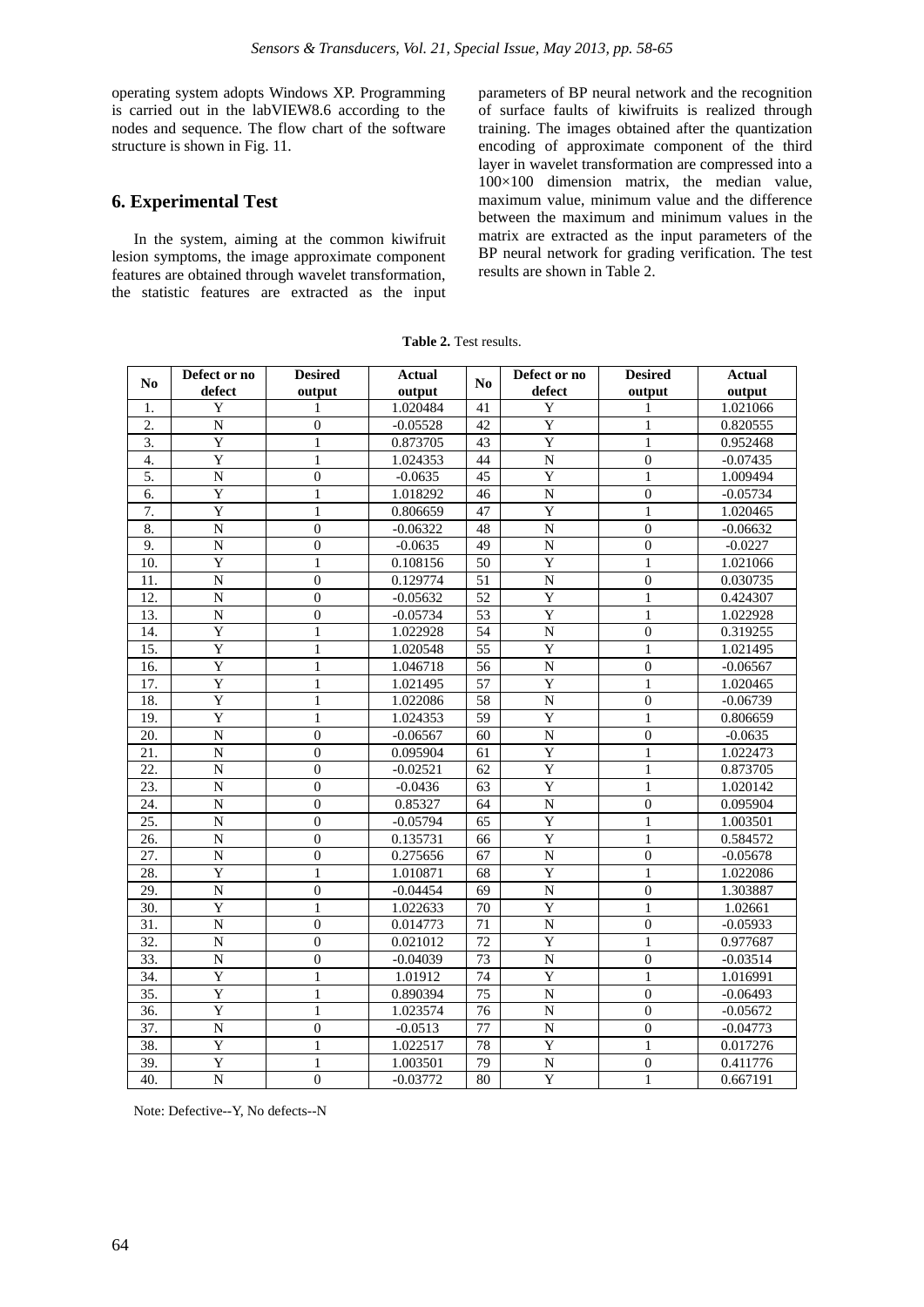operating system adopts Windows XP. Programming is carried out in the labVIEW8.6 according to the nodes and sequence. The flow chart of the software structure is shown in Fig. 11.

## 6. Experimental Test

In the system, aiming at the common kiwifruit lesion symptoms, the image approximate component features are obtained through wavelet transformation, the statistic features are extracted as the input parameters of BP neural network and the recognition of surface faults of kiwifruits is realized through training. The images obtained after the quantization encoding of approximate component of the third layer in wavelet transformation are compressed into a 100×100 dimension matrix, the median value, maximum value, minimum value and the difference between the maximum and minimum values in the matrix are extracted as the input parameters of the BP neural network for grading verification. The test results are shown in Table 2.

**Table 2.** Test results.

| No | Defect or no defect | Desired output | Actual output | No | Defect or no defect | Desired output | Actual output |
|---|---|---|---|---|---|---|---|
| 1. | Y | 1 | 1.020484 | 41 | Y | 1 | 1.021066 |
| 2. | N | 0 | -0.05528 | 42 | Y | 1 | 0.820555 |
| 3. | Y | 1 | 0.873705 | 43 | Y | 1 | 0.952468 |
| 4. | Y | 1 | 1.024353 | 44 | N | 0 | -0.07435 |
| 5. | N | 0 | -0.0635 | 45 | Y | 1 | 1.009494 |
| 6. | Y | 1 | 1.018292 | 46 | N | 0 | -0.05734 |
| 7. | Y | 1 | 0.806659 | 47 | Y | 1 | 1.020465 |
| 8. | N | 0 | -0.06322 | 48 | N | 0 | -0.06632 |
| 9. | N | 0 | -0.0635 | 49 | N | 0 | -0.0227 |
| 10. | Y | 1 | 0.108156 | 50 | Y | 1 | 1.021066 |
| 11. | N | 0 | 0.129774 | 51 | N | 0 | 0.030735 |
| 12. | N | 0 | -0.05632 | 52 | Y | 1 | 0.424307 |
| 13. | N | 0 | -0.05734 | 53 | Y | 1 | 1.022928 |
| 14. | Y | 1 | 1.022928 | 54 | N | 0 | 0.319255 |
| 15. | Y | 1 | 1.020548 | 55 | Y | 1 | 1.021495 |
| 16. | Y | 1 | 1.046718 | 56 | N | 0 | -0.06567 |
| 17. | Y | 1 | 1.021495 | 57 | Y | 1 | 1.020465 |
| 18. | Y | 1 | 1.022086 | 58 | N | 0 | -0.06739 |
| 19. | Y | 1 | 1.024353 | 59 | Y | 1 | 0.806659 |
| 20. | N | 0 | -0.06567 | 60 | N | 0 | -0.0635 |
| 21. | N | 0 | 0.095904 | 61 | Y | 1 | 1.022473 |
| 22. | N | 0 | -0.02521 | 62 | Y | 1 | 0.873705 |
| 23. | N | 0 | -0.0436 | 63 | Y | 1 | 1.020142 |
| 24. | N | 0 | 0.85327 | 64 | N | 0 | 0.095904 |
| 25. | N | 0 | -0.05794 | 65 | Y | 1 | 1.003501 |
| 26. | N | 0 | 0.135731 | 66 | Y | 1 | 0.584572 |
| 27. | N | 0 | 0.275656 | 67 | N | 0 | -0.05678 |
| 28. | Y | 1 | 1.010871 | 68 | Y | 1 | 1.022086 |
| 29. | N | 0 | -0.04454 | 69 | N | 0 | 1.303887 |
| 30. | Y | 1 | 1.022633 | 70 | Y | 1 | 1.02661 |
| 31. | N | 0 | 0.014773 | 71 | N | 0 | -0.05933 |
| 32. | N | 0 | 0.021012 | 72 | Y | 1 | 0.977687 |
| 33. | N | 0 | -0.04039 | 73 | N | 0 | -0.03514 |
| 34. | Y | 1 | 1.01912 | 74 | Y | 1 | 1.016991 |
| 35. | Y | 1 | 0.890394 | 75 | N | 0 | -0.06493 |
| 36. | Y | 1 | 1.023574 | 76 | N | 0 | -0.05672 |
| 37. | N | 0 | -0.0513 | 77 | N | 0 | -0.04773 |
| 38. | Y | 1 | 1.022517 | 78 | Y | 1 | 0.017276 |
| 39. | Y | 1 | 1.003501 | 79 | N | 0 | 0.411776 |
| 40. | N | 0 | -0.03772 | 80 | Y | 1 | 0.667191 |

Note: Defective--Y, No defects--N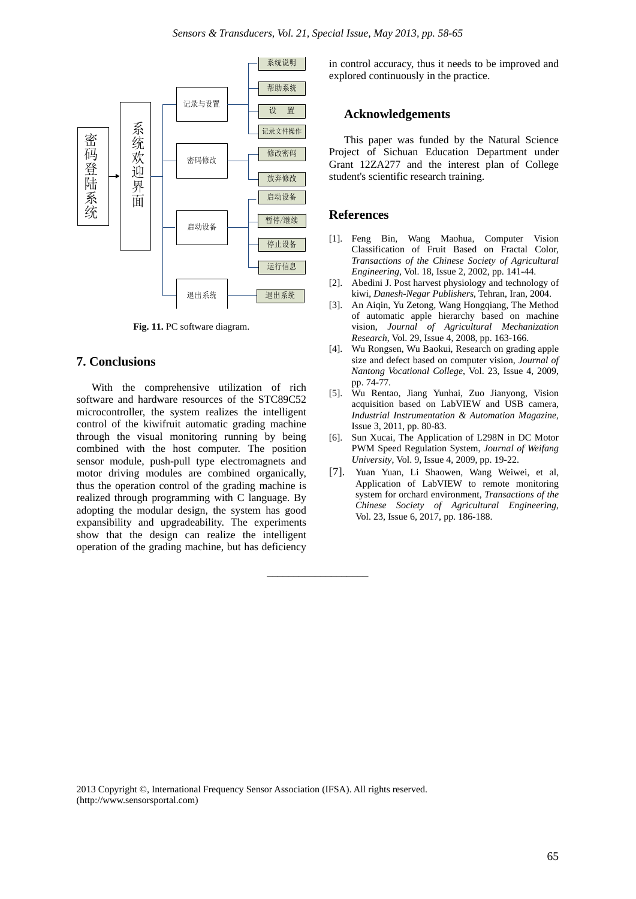密码登陆系统

系统欢迎界面

记录与设置

系统说明

帮助系统

设　置

记录文件操作

密码修改

修改密码

放弃修改

启动设备

启动设备

暂停/继续

停止设备

运行信息

退出系统

退出系统

**Fig. 11.** PC software diagram.

## 7. Conclusions

With the comprehensive utilization of rich software and hardware resources of the STC89C52 microcontroller, the system realizes the intelligent control of the kiwifruit automatic grading machine through the visual monitoring running by being combined with the host computer. The position sensor module, push-pull type electromagnets and motor driving modules are combined organically, thus the operation control of the grading machine is realized through programming with C language. By adopting the modular design, the system has good expansibility and upgradeability. The experiments show that the design can realize the intelligent operation of the grading machine, but has deficiency in control accuracy, thus it needs to be improved and explored continuously in the practice.

## Acknowledgements

This paper was funded by the Natural Science Project of Sichuan Education Department under Grant 12ZA277 and the interest plan of College student's scientific research training.

## References

[1]. Feng Bin, Wang Maohua, Computer Vision Classification of Fruit Based on Fractal Color, *Transactions of the Chinese Society of Agricultural Engineering*, Vol. 18, Issue 2, 2002, pp. 141-44.

[2]. Abedini J. Post harvest physiology and technology of kiwi, *Danesh-Negar Publishers*, Tehran, Iran, 2004.

[3]. An Aiqin, Yu Zetong, Wang Hongqiang, The Method of automatic apple hierarchy based on machine vision, *Journal of Agricultural Mechanization Research*, Vol. 29, Issue 4, 2008, pp. 163-166.

[4]. Wu Rongsen, Wu Baokui, Research on grading apple size and defect based on computer vision, *Journal of Nantong Vocational College*, Vol. 23, Issue 4, 2009, pp. 74-77.

[5]. Wu Rentao, Jiang Yunhai, Zuo Jianyong, Vision acquisition based on LabVIEW and USB camera, *Industrial Instrumentation & Automation Magazine*, Issue 3, 2011, pp. 80-83.

[6]. Sun Xucai, The Application of L298N in DC Motor PWM Speed Regulation System, *Journal of Weifang University*, Vol. 9, Issue 4, 2009, pp. 19-22.

[7]. Yuan Yuan, Li Shaowen, Wang Weiwei, et al, Application of LabVIEW to remote monitoring system for orchard environment, *Transactions of the Chinese Society of Agricultural Engineering*, Vol. 23, Issue 6, 2017, pp. 186-188.

___________________

2013 Copyright ©, International Frequency Sensor Association (IFSA). All rights reserved.
(http://www.sensorsportal.com)